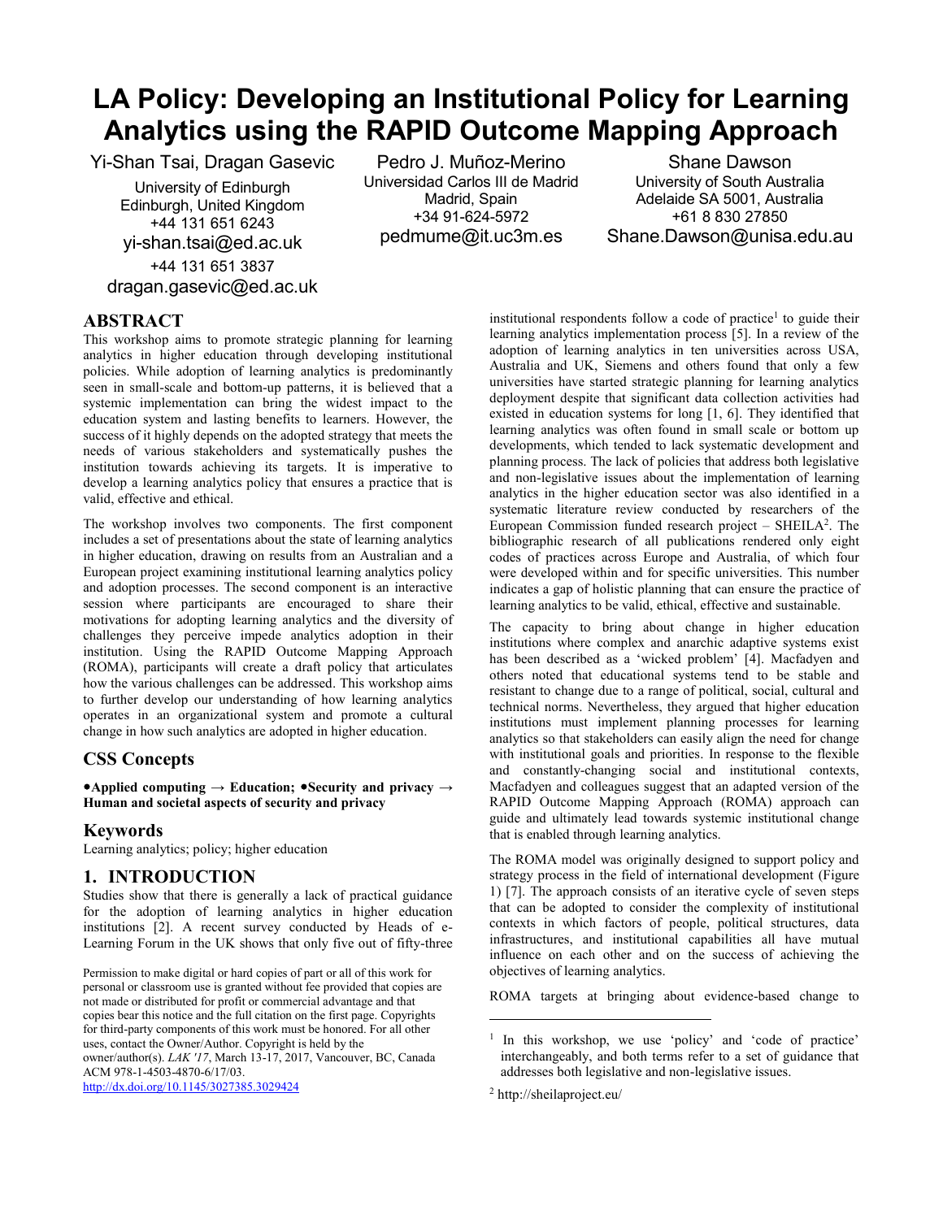# LA Policy: Developing an Institutional Policy for Learning Analytics using the RAPID Outcome Mapping Approach

Yi-Shan Tsai, Dragan Gasevic
University of Edinburgh
Edinburgh, United Kingdom
+44 131 651 6243
yi-shan.tsai@ed.ac.uk
+44 131 651 3837
dragan.gasevic@ed.ac.uk

Pedro J. Muñoz-Merino
Universidad Carlos III de Madrid
Madrid, Spain
+34 91-624-5972
pedmume@it.uc3m.es

Shane Dawson
University of South Australia
Adelaide SA 5001, Australia
+61 8 830 27850
Shane.Dawson@unisa.edu.au

## ABSTRACT

This workshop aims to promote strategic planning for learning analytics in higher education through developing institutional policies. While adoption of learning analytics is predominantly seen in small-scale and bottom-up patterns, it is believed that a systemic implementation can bring the widest impact to the education system and lasting benefits to learners. However, the success of it highly depends on the adopted strategy that meets the needs of various stakeholders and systematically pushes the institution towards achieving its targets. It is imperative to develop a learning analytics policy that ensures a practice that is valid, effective and ethical.

The workshop involves two components. The first component includes a set of presentations about the state of learning analytics in higher education, drawing on results from an Australian and a European project examining institutional learning analytics policy and adoption processes. The second component is an interactive session where participants are encouraged to share their motivations for adopting learning analytics and the diversity of challenges they perceive impede analytics adoption in their institution. Using the RAPID Outcome Mapping Approach (ROMA), participants will create a draft policy that articulates how the various challenges can be addressed. This workshop aims to further develop our understanding of how learning analytics operates in an organizational system and promote a cultural change in how such analytics are adopted in higher education.

## CSS Concepts

**•Applied computing → Education; •Security and privacy → Human and societal aspects of security and privacy**

## Keywords

Learning analytics; policy; higher education

## 1. INTRODUCTION

Studies show that there is generally a lack of practical guidance for the adoption of learning analytics in higher education institutions [2]. A recent survey conducted by Heads of e-Learning Forum in the UK shows that only five out of fifty-three institutional respondents follow a code of practice[1] to guide their learning analytics implementation process [5]. In a review of the adoption of learning analytics in ten universities across USA, Australia and UK, Siemens and others found that only a few universities have started strategic planning for learning analytics deployment despite that significant data collection activities had existed in education systems for long [1, 6]. They identified that learning analytics was often found in small scale or bottom up developments, which tended to lack systematic development and planning process. The lack of policies that address both legislative and non-legislative issues about the implementation of learning analytics in the higher education sector was also identified in a systematic literature review conducted by researchers of the European Commission funded research project – SHEILA[2]. The bibliographic research of all publications rendered only eight codes of practices across Europe and Australia, of which four were developed within and for specific universities. This number indicates a gap of holistic planning that can ensure the practice of learning analytics to be valid, ethical, effective and sustainable.

The capacity to bring about change in higher education institutions where complex and anarchic adaptive systems exist has been described as a 'wicked problem' [4]. Macfadyen and others noted that educational systems tend to be stable and resistant to change due to a range of political, social, cultural and technical norms. Nevertheless, they argued that higher education institutions must implement planning processes for learning analytics so that stakeholders can easily align the need for change with institutional goals and priorities. In response to the flexible and constantly-changing social and institutional contexts, Macfadyen and colleagues suggest that an adapted version of the RAPID Outcome Mapping Approach (ROMA) approach can guide and ultimately lead towards systemic institutional change that is enabled through learning analytics.

The ROMA model was originally designed to support policy and strategy process in the field of international development (Figure 1) [7]. The approach consists of an iterative cycle of seven steps that can be adopted to consider the complexity of institutional contexts in which factors of people, political structures, data infrastructures, and institutional capabilities all have mutual influence on each other and on the success of achieving the objectives of learning analytics.

ROMA targets at bringing about evidence-based change to

Permission to make digital or hard copies of part or all of this work for personal or classroom use is granted without fee provided that copies are not made or distributed for profit or commercial advantage and that copies bear this notice and the full citation on the first page. Copyrights for third-party components of this work must be honored. For all other uses, contact the Owner/Author. Copyright is held by the owner/author(s). *LAK '17*, March 13-17, 2017, Vancouver, BC, Canada ACM 978-1-4503-4870-6/17/03.
http://dx.doi.org/10.1145/3027385.3029424

[1] In this workshop, we use 'policy' and 'code of practice' interchangeably, and both terms refer to a set of guidance that addresses both legislative and non-legislative issues.

[2] http://sheilaproject.eu/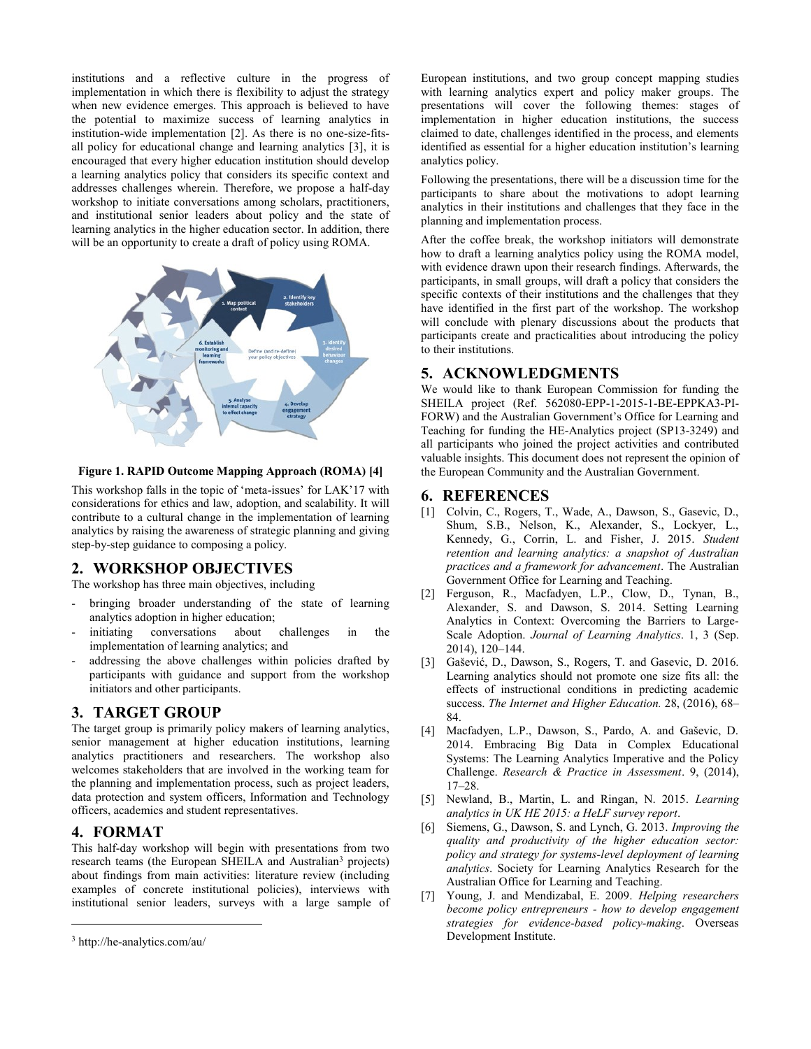institutions and a reflective culture in the progress of implementation in which there is flexibility to adjust the strategy when new evidence emerges. This approach is believed to have the potential to maximize success of learning analytics in institution-wide implementation [2]. As there is no one-size-fits-all policy for educational change and learning analytics [3], it is encouraged that every higher education institution should develop a learning analytics policy that considers its specific context and addresses challenges wherein. Therefore, we propose a half-day workshop to initiate conversations among scholars, practitioners, and institutional senior leaders about policy and the state of learning analytics in the higher education sector. In addition, there will be an opportunity to create a draft of policy using ROMA.

1. Map political context
2. Identify key stakeholders
3. Identify desired behaviour changes
4. Develop engagement strategy
5. Analyse internal capacity to effect change
6. Establish monitoring and learning frameworks
Define (and re-define) your policy objectives

**Figure 1. RAPID Outcome Mapping Approach (ROMA) [4]**

This workshop falls in the topic of 'meta-issues' for LAK'17 with considerations for ethics and law, adoption, and scalability. It will contribute to a cultural change in the implementation of learning analytics by raising the awareness of strategic planning and giving step-by-step guidance to composing a policy.

## 2. WORKSHOP OBJECTIVES

The workshop has three main objectives, including

- bringing broader understanding of the state of learning analytics adoption in higher education;
- initiating conversations about challenges in the implementation of learning analytics; and
- addressing the above challenges within policies drafted by participants with guidance and support from the workshop initiators and other participants.

## 3. TARGET GROUP

The target group is primarily policy makers of learning analytics, senior management at higher education institutions, learning analytics practitioners and researchers. The workshop also welcomes stakeholders that are involved in the working team for the planning and implementation process, such as project leaders, data protection and system officers, Information and Technology officers, academics and student representatives.

## 4. FORMAT

This half-day workshop will begin with presentations from two research teams (the European SHEILA and Australian[3] projects) about findings from main activities: literature review (including examples of concrete institutional policies), interviews with institutional senior leaders, surveys with a large sample of European institutions, and two group concept mapping studies with learning analytics expert and policy maker groups. The presentations will cover the following themes: stages of implementation in higher education institutions, the success claimed to date, challenges identified in the process, and elements identified as essential for a higher education institution's learning analytics policy.

Following the presentations, there will be a discussion time for the participants to share about the motivations to adopt learning analytics in their institutions and challenges that they face in the planning and implementation process.

After the coffee break, the workshop initiators will demonstrate how to draft a learning analytics policy using the ROMA model, with evidence drawn upon their research findings. Afterwards, the participants, in small groups, will draft a policy that considers the specific contexts of their institutions and the challenges that they have identified in the first part of the workshop. The workshop will conclude with plenary discussions about the products that participants create and practicalities about introducing the policy to their institutions.

[3] http://he-analytics.com/au/

## 5. ACKNOWLEDGMENTS

We would like to thank European Commission for funding the SHEILA project (Ref. 562080-EPP-1-2015-1-BE-EPPKA3-PI-FORW) and the Australian Government's Office for Learning and Teaching for funding the HE-Analytics project (SP13-3249) and all participants who joined the project activities and contributed valuable insights. This document does not represent the opinion of the European Community and the Australian Government.

## 6. REFERENCES

[1] Colvin, C., Rogers, T., Wade, A., Dawson, S., Gasevic, D., Shum, S.B., Nelson, K., Alexander, S., Lockyer, L., Kennedy, G., Corrin, L. and Fisher, J. 2015. *Student retention and learning analytics: a snapshot of Australian practices and a framework for advancement*. The Australian Government Office for Learning and Teaching.

[2] Ferguson, R., Macfadyen, L.P., Clow, D., Tynan, B., Alexander, S. and Dawson, S. 2014. Setting Learning Analytics in Context: Overcoming the Barriers to Large-Scale Adoption. *Journal of Learning Analytics*. 1, 3 (Sep. 2014), 120–144.

[3] Gašević, D., Dawson, S., Rogers, T. and Gasevic, D. 2016. Learning analytics should not promote one size fits all: the effects of instructional conditions in predicting academic success. *The Internet and Higher Education.* 28, (2016), 68–84.

[4] Macfadyen, L.P., Dawson, S., Pardo, A. and Gaševic, D. 2014. Embracing Big Data in Complex Educational Systems: The Learning Analytics Imperative and the Policy Challenge. *Research & Practice in Assessment*. 9, (2014), 17–28.

[5] Newland, B., Martin, L. and Ringan, N. 2015. *Learning analytics in UK HE 2015: a HeLF survey report*.

[6] Siemens, G., Dawson, S. and Lynch, G. 2013. *Improving the quality and productivity of the higher education sector: policy and strategy for systems-level deployment of learning analytics*. Society for Learning Analytics Research for the Australian Office for Learning and Teaching.

[7] Young, J. and Mendizabal, E. 2009. *Helping researchers become policy entrepreneurs - how to develop engagement strategies for evidence-based policy-making*. Overseas Development Institute.